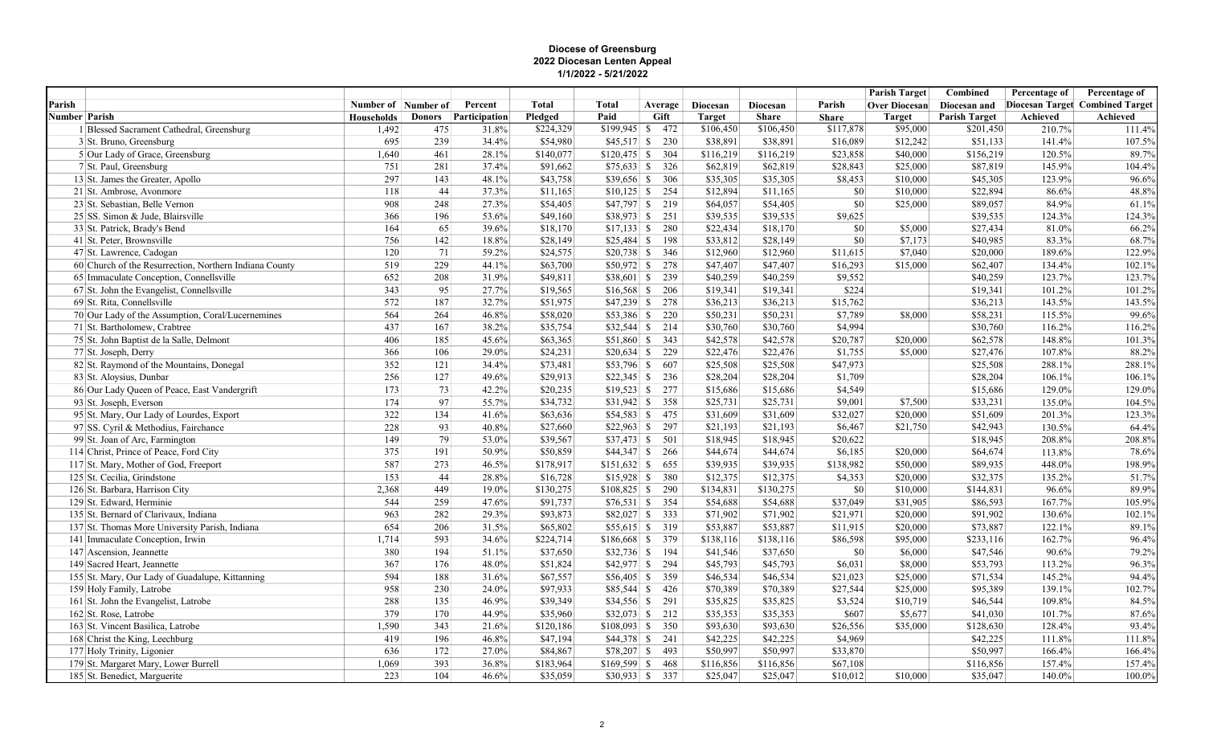**Diocese of Greensburg**
**2022 Diocesan Lenten Appeal**
**1/1/2022 - 5/21/2022**

| Parish Number | Parish | Number of Households | Number of Donors | Percent Participation | Total Pledged | Total Paid | Average Gift | Diocesan Target | Diocesan Share | Parish Share | Parish Target Over Diocesan Target | Combined Diocesan and Parish Target | Percentage of Diocesan Target Achieved | Percentage of Combined Target Achieved |
|---|---|---|---|---|---|---|---|---|---|---|---|---|---|---|
| 1 | Blessed Sacrament Cathedral, Greensburg | 1,492 | 475 | 31.8% | $224,329 | $199,945 | $ 472 | $106,450 | $106,450 | $117,878 | $95,000 | $201,450 | 210.7% | 111.4% |
| 3 | St. Bruno, Greensburg | 695 | 239 | 34.4% | $54,980 | $45,517 | $ 230 | $38,891 | $38,891 | $16,089 | $12,242 | $51,133 | 141.4% | 107.5% |
| 5 | Our Lady of Grace, Greensburg | 1,640 | 461 | 28.1% | $140,077 | $120,475 | $ 304 | $116,219 | $116,219 | $23,858 | $40,000 | $156,219 | 120.5% | 89.7% |
| 7 | St. Paul, Greensburg | 751 | 281 | 37.4% | $91,662 | $75,633 | $ 326 | $62,819 | $62,819 | $28,843 | $25,000 | $87,819 | 145.9% | 104.4% |
| 13 | St. James the Greater, Apollo | 297 | 143 | 48.1% | $43,758 | $39,656 | $ 306 | $35,305 | $35,305 | $8,453 | $10,000 | $45,305 | 123.9% | 96.6% |
| 21 | St. Ambrose, Avonmore | 118 | 44 | 37.3% | $11,165 | $10,125 | $ 254 | $12,894 | $11,165 | $0 | $10,000 | $22,894 | 86.6% | 48.8% |
| 23 | St. Sebastian, Belle Vernon | 908 | 248 | 27.3% | $54,405 | $47,797 | $ 219 | $64,057 | $54,405 | $0 | $25,000 | $89,057 | 84.9% | 61.1% |
| 25 | SS. Simon & Jude, Blairsville | 366 | 196 | 53.6% | $49,160 | $38,973 | $ 251 | $39,535 | $39,535 | $9,625 | | $39,535 | 124.3% | 124.3% |
| 33 | St. Patrick, Brady's Bend | 164 | 65 | 39.6% | $18,170 | $17,133 | $ 280 | $22,434 | $18,170 | $0 | $5,000 | $27,434 | 81.0% | 66.2% |
| 41 | St. Peter, Brownsville | 756 | 142 | 18.8% | $28,149 | $25,484 | $ 198 | $33,812 | $28,149 | $0 | $7,173 | $40,985 | 83.3% | 68.7% |
| 47 | St. Lawrence, Cadogan | 120 | 71 | 59.2% | $24,575 | $20,738 | $ 346 | $12,960 | $12,960 | $11,615 | $7,040 | $20,000 | 189.6% | 122.9% |
| 60 | Church of the Resurrection, Northern Indiana County | 519 | 229 | 44.1% | $63,700 | $50,972 | $ 278 | $47,407 | $47,407 | $16,293 | $15,000 | $62,407 | 134.4% | 102.1% |
| 65 | Immaculate Conception, Connellsville | 652 | 208 | 31.9% | $49,811 | $38,601 | $ 239 | $40,259 | $40,259 | $9,552 | | $40,259 | 123.7% | 123.7% |
| 67 | St. John the Evangelist, Connellsville | 343 | 95 | 27.7% | $19,565 | $16,568 | $ 206 | $19,341 | $19,341 | $224 | | $19,341 | 101.2% | 101.2% |
| 69 | St. Rita, Connellsville | 572 | 187 | 32.7% | $51,975 | $47,239 | $ 278 | $36,213 | $36,213 | $15,762 | | $36,213 | 143.5% | 143.5% |
| 70 | Our Lady of the Assumption, Coral/Lucernemines | 564 | 264 | 46.8% | $58,020 | $53,386 | $ 220 | $50,231 | $50,231 | $7,789 | $8,000 | $58,231 | 115.5% | 99.6% |
| 71 | St. Bartholomew, Crabtree | 437 | 167 | 38.2% | $35,754 | $32,544 | $ 214 | $30,760 | $30,760 | $4,994 | | $30,760 | 116.2% | 116.2% |
| 75 | St. John Baptist de la Salle, Delmont | 406 | 185 | 45.6% | $63,365 | $51,860 | $ 343 | $42,578 | $42,578 | $20,787 | $20,000 | $62,578 | 148.8% | 101.3% |
| 77 | St. Joseph, Derry | 366 | 106 | 29.0% | $24,231 | $20,634 | $ 229 | $22,476 | $22,476 | $1,755 | $5,000 | $27,476 | 107.8% | 88.2% |
| 82 | St. Raymond of the Mountains, Donegal | 352 | 121 | 34.4% | $73,481 | $53,796 | $ 607 | $25,508 | $25,508 | $47,973 | | $25,508 | 288.1% | 288.1% |
| 83 | St. Aloysius, Dunbar | 256 | 127 | 49.6% | $29,913 | $22,345 | $ 236 | $28,204 | $28,204 | $1,709 | | $28,204 | 106.1% | 106.1% |
| 86 | Our Lady Queen of Peace, East Vandergrift | 173 | 73 | 42.2% | $20,235 | $19,523 | $ 277 | $15,686 | $15,686 | $4,549 | | $15,686 | 129.0% | 129.0% |
| 93 | St. Joseph, Everson | 174 | 97 | 55.7% | $34,732 | $31,942 | $ 358 | $25,731 | $25,731 | $9,001 | $7,500 | $33,231 | 135.0% | 104.5% |
| 95 | St. Mary, Our Lady of Lourdes, Export | 322 | 134 | 41.6% | $63,636 | $54,583 | $ 475 | $31,609 | $31,609 | $32,027 | $20,000 | $51,609 | 201.3% | 123.3% |
| 97 | SS. Cyril & Methodius, Fairchance | 228 | 93 | 40.8% | $27,660 | $22,963 | $ 297 | $21,193 | $21,193 | $6,467 | $21,750 | $42,943 | 130.5% | 64.4% |
| 99 | St. Joan of Arc, Farmington | 149 | 79 | 53.0% | $39,567 | $37,473 | $ 501 | $18,945 | $18,945 | $20,622 | | $18,945 | 208.8% | 208.8% |
| 114 | Christ, Prince of Peace, Ford City | 375 | 191 | 50.9% | $50,859 | $44,347 | $ 266 | $44,674 | $44,674 | $6,185 | $20,000 | $64,674 | 113.8% | 78.6% |
| 117 | St. Mary, Mother of God, Freeport | 587 | 273 | 46.5% | $178,917 | $151,632 | $ 655 | $39,935 | $39,935 | $138,982 | $50,000 | $89,935 | 448.0% | 198.9% |
| 125 | St. Cecilia, Grindstone | 153 | 44 | 28.8% | $16,728 | $15,928 | $ 380 | $12,375 | $12,375 | $4,353 | $20,000 | $32,375 | 135.2% | 51.7% |
| 126 | St. Barbara, Harrison City | 2,368 | 449 | 19.0% | $130,275 | $108,825 | $ 290 | $134,831 | $130,275 | $0 | $10,000 | $144,831 | 96.6% | 89.9% |
| 129 | St. Edward, Herminie | 544 | 259 | 47.6% | $91,737 | $76,531 | $ 354 | $54,688 | $54,688 | $37,049 | $31,905 | $86,593 | 167.7% | 105.9% |
| 135 | St. Bernard of Clarivaux, Indiana | 963 | 282 | 29.3% | $93,873 | $82,027 | $ 333 | $71,902 | $71,902 | $21,971 | $20,000 | $91,902 | 130.6% | 102.1% |
| 137 | St. Thomas More University Parish, Indiana | 654 | 206 | 31.5% | $65,802 | $55,615 | $ 319 | $53,887 | $53,887 | $11,915 | $20,000 | $73,887 | 122.1% | 89.1% |
| 141 | Immaculate Conception, Irwin | 1,714 | 593 | 34.6% | $224,714 | $186,668 | $ 379 | $138,116 | $138,116 | $86,598 | $95,000 | $233,116 | 162.7% | 96.4% |
| 147 | Ascension, Jeannette | 380 | 194 | 51.1% | $37,650 | $32,736 | $ 194 | $41,546 | $37,650 | $0 | $6,000 | $47,546 | 90.6% | 79.2% |
| 149 | Sacred Heart, Jeannette | 367 | 176 | 48.0% | $51,824 | $42,977 | $ 294 | $45,793 | $45,793 | $6,031 | $8,000 | $53,793 | 113.2% | 96.3% |
| 155 | St. Mary, Our Lady of Guadalupe, Kittanning | 594 | 188 | 31.6% | $67,557 | $56,405 | $ 359 | $46,534 | $46,534 | $21,023 | $25,000 | $71,534 | 145.2% | 94.4% |
| 159 | Holy Family, Latrobe | 958 | 230 | 24.0% | $97,933 | $85,544 | $ 426 | $70,389 | $70,389 | $27,544 | $25,000 | $95,389 | 139.1% | 102.7% |
| 161 | St. John the Evangelist, Latrobe | 288 | 135 | 46.9% | $39,349 | $34,556 | $ 291 | $35,825 | $35,825 | $3,524 | $10,719 | $46,544 | 109.8% | 84.5% |
| 162 | St. Rose, Latrobe | 379 | 170 | 44.9% | $35,960 | $32,073 | $ 212 | $35,353 | $35,353 | $607 | $5,677 | $41,030 | 101.7% | 87.6% |
| 163 | St. Vincent Basilica, Latrobe | 1,590 | 343 | 21.6% | $120,186 | $108,093 | $ 350 | $93,630 | $93,630 | $26,556 | $35,000 | $128,630 | 128.4% | 93.4% |
| 168 | Christ the King, Leechburg | 419 | 196 | 46.8% | $47,194 | $44,378 | $ 241 | $42,225 | $42,225 | $4,969 | | $42,225 | 111.8% | 111.8% |
| 177 | Holy Trinity, Ligonier | 636 | 172 | 27.0% | $84,867 | $78,207 | $ 493 | $50,997 | $50,997 | $33,870 | | $50,997 | 166.4% | 166.4% |
| 179 | St. Margaret Mary, Lower Burrell | 1,069 | 393 | 36.8% | $183,964 | $169,599 | $ 468 | $116,856 | $116,856 | $67,108 | | $116,856 | 157.4% | 157.4% |
| 185 | St. Benedict, Marguerite | 223 | 104 | 46.6% | $35,059 | $30,933 | $ 337 | $25,047 | $25,047 | $10,012 | $10,000 | $35,047 | 140.0% | 100.0% |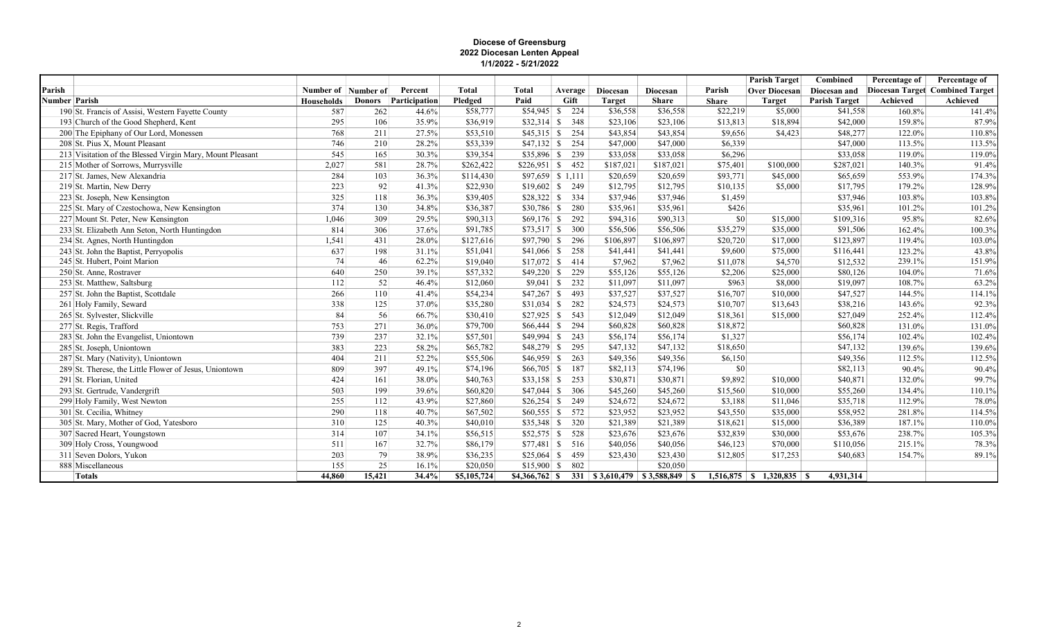**Diocese of Greensburg**
**2022 Diocesan Lenten Appeal**
**1/1/2022 - 5/21/2022**

| Parish Number | Parish | Number of Households | Number of Donors | Percent Participation | Total Pledged | Total Paid | Average Gift | Diocesan Target | Diocesan Share | Parish Share | Parish Target Over Diocesan Target | Combined Diocesan and Parish Target | Percentage of Diocesan Target Achieved | Percentage of Combined Target Achieved |
|---|---|---|---|---|---|---|---|---|---|---|---|---|---|---|
| 190 | St. Francis of Assisi, Western Fayette County | 587 | 262 | 44.6% | $58,777 | $54,945 | $ 224 | $36,558 | $36,558 | $22,219 | $5,000 | $41,558 | 160.8% | 141.4% |
| 193 | Church of the Good Shepherd, Kent | 295 | 106 | 35.9% | $36,919 | $32,314 | $ 348 | $23,106 | $23,106 | $13,813 | $18,894 | $42,000 | 159.8% | 87.9% |
| 200 | The Epiphany of Our Lord, Monessen | 768 | 211 | 27.5% | $53,510 | $45,315 | $ 254 | $43,854 | $43,854 | $9,656 | $4,423 | $48,277 | 122.0% | 110.8% |
| 208 | St. Pius X, Mount Pleasant | 746 | 210 | 28.2% | $53,339 | $47,132 | $ 254 | $47,000 | $47,000 | $6,339 | | $47,000 | 113.5% | 113.5% |
| 213 | Visitation of the Blessed Virgin Mary, Mount Pleasant | 545 | 165 | 30.3% | $39,354 | $35,896 | $ 239 | $33,058 | $33,058 | $6,296 | | $33,058 | 119.0% | 119.0% |
| 215 | Mother of Sorrows, Murrysville | 2,027 | 581 | 28.7% | $262,422 | $226,951 | $ 452 | $187,021 | $187,021 | $75,401 | $100,000 | $287,021 | 140.3% | 91.4% |
| 217 | St. James, New Alexandria | 284 | 103 | 36.3% | $114,430 | $97,659 | $ 1,111 | $20,659 | $20,659 | $93,771 | $45,000 | $65,659 | 553.9% | 174.3% |
| 219 | St. Martin, New Derry | 223 | 92 | 41.3% | $22,930 | $19,602 | $ 249 | $12,795 | $12,795 | $10,135 | $5,000 | $17,795 | 179.2% | 128.9% |
| 223 | St. Joseph, New Kensington | 325 | 118 | 36.3% | $39,405 | $28,322 | $ 334 | $37,946 | $37,946 | $1,459 | | $37,946 | 103.8% | 103.8% |
| 225 | St. Mary of Czestochowa, New Kensington | 374 | 130 | 34.8% | $36,387 | $30,786 | $ 280 | $35,961 | $35,961 | $426 | | $35,961 | 101.2% | 101.2% |
| 227 | Mount St. Peter, New Kensington | 1,046 | 309 | 29.5% | $90,313 | $69,176 | $ 292 | $94,316 | $90,313 | $0 | $15,000 | $109,316 | 95.8% | 82.6% |
| 233 | St. Elizabeth Ann Seton, North Huntingdon | 814 | 306 | 37.6% | $91,785 | $73,517 | $ 300 | $56,506 | $56,506 | $35,279 | $35,000 | $91,506 | 162.4% | 100.3% |
| 234 | St. Agnes, North Huntingdon | 1,541 | 431 | 28.0% | $127,616 | $97,790 | $ 296 | $106,897 | $106,897 | $20,720 | $17,000 | $123,897 | 119.4% | 103.0% |
| 243 | St. John the Baptist, Perryopolis | 637 | 198 | 31.1% | $51,041 | $41,066 | $ 258 | $41,441 | $41,441 | $9,600 | $75,000 | $116,441 | 123.2% | 43.8% |
| 245 | St. Hubert, Point Marion | 74 | 46 | 62.2% | $19,040 | $17,072 | $ 414 | $7,962 | $7,962 | $11,078 | $4,570 | $12,532 | 239.1% | 151.9% |
| 250 | St. Anne, Rostraver | 640 | 250 | 39.1% | $57,332 | $49,220 | $ 229 | $55,126 | $55,126 | $2,206 | $25,000 | $80,126 | 104.0% | 71.6% |
| 253 | St. Matthew, Saltsburg | 112 | 52 | 46.4% | $12,060 | $9,041 | $ 232 | $11,097 | $11,097 | $963 | $8,000 | $19,097 | 108.7% | 63.2% |
| 257 | St. John the Baptist, Scottdale | 266 | 110 | 41.4% | $54,234 | $47,267 | $ 493 | $37,527 | $37,527 | $16,707 | $10,000 | $47,527 | 144.5% | 114.1% |
| 261 | Holy Family, Seward | 338 | 125 | 37.0% | $35,280 | $31,034 | $ 282 | $24,573 | $24,573 | $10,707 | $13,643 | $38,216 | 143.6% | 92.3% |
| 265 | St. Sylvester, Slickville | 84 | 56 | 66.7% | $30,410 | $27,925 | $ 543 | $12,049 | $12,049 | $18,361 | $15,000 | $27,049 | 252.4% | 112.4% |
| 277 | St. Regis, Trafford | 753 | 271 | 36.0% | $79,700 | $66,444 | $ 294 | $60,828 | $60,828 | $18,872 | | $60,828 | 131.0% | 131.0% |
| 283 | St. John the Evangelist, Uniontown | 739 | 237 | 32.1% | $57,501 | $49,994 | $ 243 | $56,174 | $56,174 | $1,327 | | $56,174 | 102.4% | 102.4% |
| 285 | St. Joseph, Uniontown | 383 | 223 | 58.2% | $65,782 | $48,279 | $ 295 | $47,132 | $47,132 | $18,650 | | $47,132 | 139.6% | 139.6% |
| 287 | St. Mary (Nativity), Uniontown | 404 | 211 | 52.2% | $55,506 | $46,959 | $ 263 | $49,356 | $49,356 | $6,150 | | $49,356 | 112.5% | 112.5% |
| 289 | St. Therese, the Little Flower of Jesus, Uniontown | 809 | 397 | 49.1% | $74,196 | $66,705 | $ 187 | $82,113 | $74,196 | $0 | | $82,113 | 90.4% | 90.4% |
| 291 | St. Florian, United | 424 | 161 | 38.0% | $40,763 | $33,158 | $ 253 | $30,871 | $30,871 | $9,892 | $10,000 | $40,871 | 132.0% | 99.7% |
| 293 | St. Gertrude, Vandergrift | 503 | 199 | 39.6% | $60,820 | $47,044 | $ 306 | $45,260 | $45,260 | $15,560 | $10,000 | $55,260 | 134.4% | 110.1% |
| 299 | Holy Family, West Newton | 255 | 112 | 43.9% | $27,860 | $26,254 | $ 249 | $24,672 | $24,672 | $3,188 | $11,046 | $35,718 | 112.9% | 78.0% |
| 301 | St. Cecilia, Whitney | 290 | 118 | 40.7% | $67,502 | $60,555 | $ 572 | $23,952 | $23,952 | $43,550 | $35,000 | $58,952 | 281.8% | 114.5% |
| 305 | St. Mary, Mother of God, Yatesboro | 310 | 125 | 40.3% | $40,010 | $35,348 | $ 320 | $21,389 | $21,389 | $18,621 | $15,000 | $36,389 | 187.1% | 110.0% |
| 307 | Sacred Heart, Youngstown | 314 | 107 | 34.1% | $56,515 | $52,575 | $ 528 | $23,676 | $23,676 | $32,839 | $30,000 | $53,676 | 238.7% | 105.3% |
| 309 | Holy Cross, Youngwood | 511 | 167 | 32.7% | $86,179 | $77,481 | $ 516 | $40,056 | $40,056 | $46,123 | $70,000 | $110,056 | 215.1% | 78.3% |
| 311 | Seven Dolors, Yukon | 203 | 79 | 38.9% | $36,235 | $25,064 | $ 459 | $23,430 | $23,430 | $12,805 | $17,253 | $40,683 | 154.7% | 89.1% |
| 888 | Miscellaneous | 155 | 25 | 16.1% | $20,050 | $15,900 | $ 802 | | $20,050 | | | | | |
| | **Totals** | **44,860** | **15,421** | **34.4%** | **$5,105,724** | **$4,366,762** | **$ 331** | **$ 3,610,479** | **$ 3,588,849** | **$ 1,516,875** | **$ 1,320,835** | **$ 4,931,314** | | |